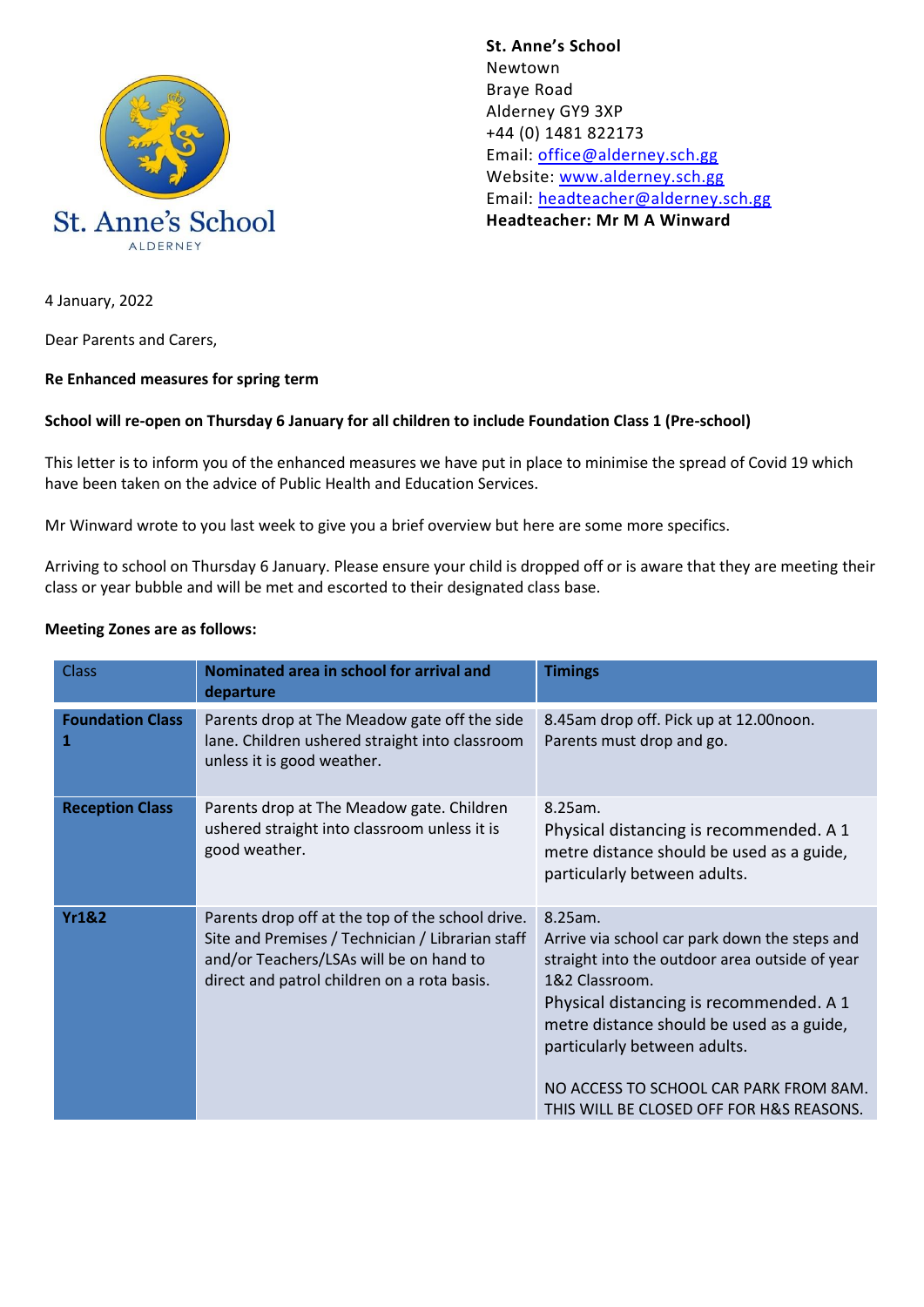St. Anne's School
ALDERNEY

**St. Anne's School**
Newtown
Braye Road
Alderney GY9 3XP
+44 (0) 1481 822173
Email: office@alderney.sch.gg
Website: www.alderney.sch.gg
Email: headteacher@alderney.sch.gg
**Headteacher: Mr M A Winward**

4 January, 2022

Dear Parents and Carers,

**Re Enhanced measures for spring term**

**School will re-open on Thursday 6 January for all children to include Foundation Class 1 (Pre-school)**

This letter is to inform you of the enhanced measures we have put in place to minimise the spread of Covid 19 which have been taken on the advice of Public Health and Education Services.

Mr Winward wrote to you last week to give you a brief overview but here are some more specifics.

Arriving to school on Thursday 6 January. Please ensure your child is dropped off or is aware that they are meeting their class or year bubble and will be met and escorted to their designated class base.

**Meeting Zones are as follows:**

| Class | **Nominated area in school for arrival and departure** | **Timings** |
|---|---|---|
| **Foundation Class 1** | Parents drop at The Meadow gate off the side lane. Children ushered straight into classroom unless it is good weather. | 8.45am drop off. Pick up at 12.00noon. Parents must drop and go. |
| **Reception Class** | Parents drop at The Meadow gate. Children ushered straight into classroom unless it is good weather. | 8.25am.<br>Physical distancing is recommended. A 1 metre distance should be used as a guide, particularly between adults. |
| **Yr1&2** | Parents drop off at the top of the school drive. Site and Premises / Technician / Librarian staff and/or Teachers/LSAs will be on hand to direct and patrol children on a rota basis. | 8.25am.<br>Arrive via school car park down the steps and straight into the outdoor area outside of year 1&2 Classroom.<br>Physical distancing is recommended. A 1 metre distance should be used as a guide, particularly between adults.<br><br>NO ACCESS TO SCHOOL CAR PARK FROM 8AM. THIS WILL BE CLOSED OFF FOR H&S REASONS. |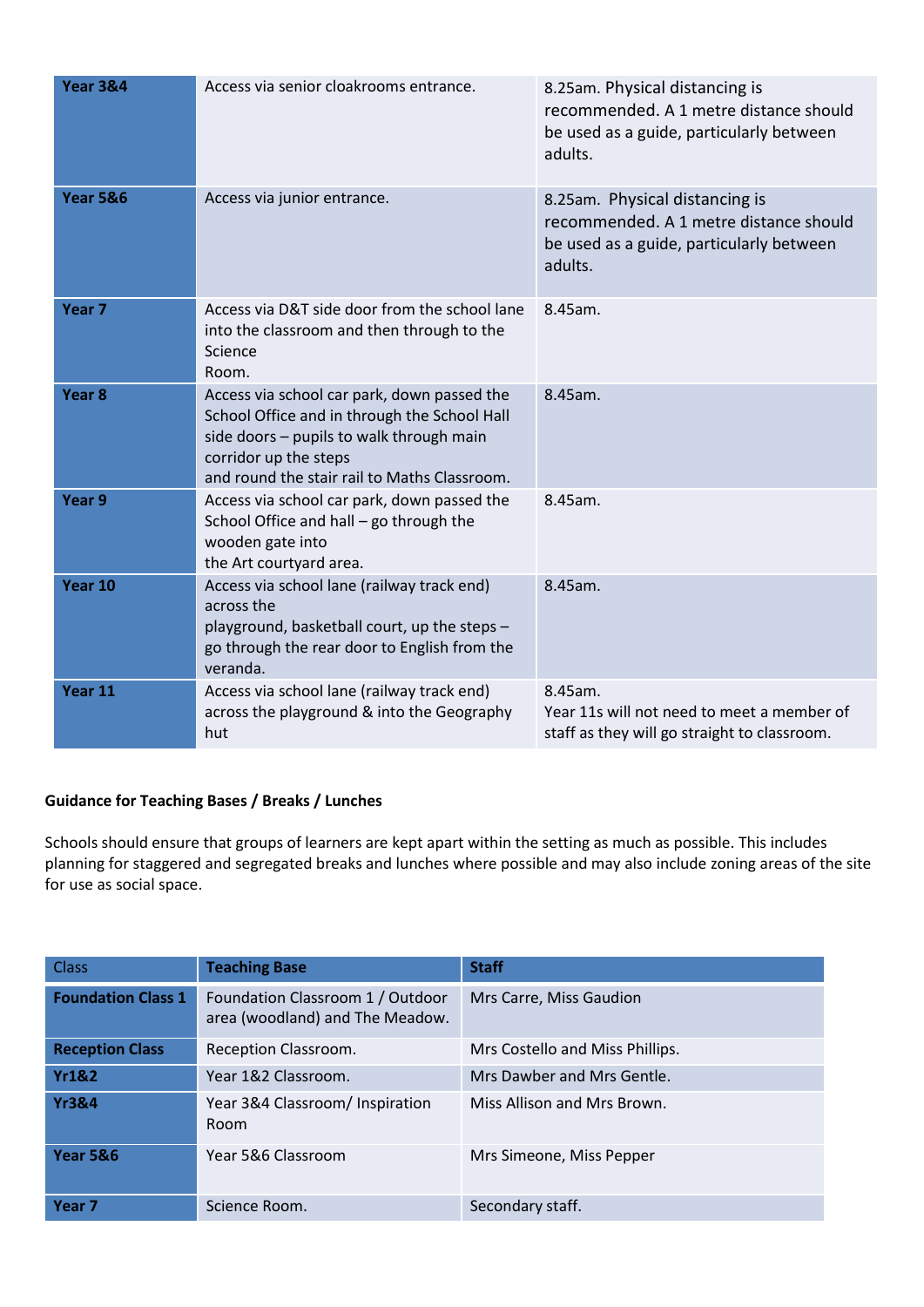| | | |
|---|---|---|
| **Year 3&4** | Access via senior cloakrooms entrance. | 8.25am. Physical distancing is recommended. A 1 metre distance should be used as a guide, particularly between adults. |
| **Year 5&6** | Access via junior entrance. | 8.25am. Physical distancing is recommended. A 1 metre distance should be used as a guide, particularly between adults. |
| **Year 7** | Access via D&T side door from the school lane into the classroom and then through to the Science Room. | 8.45am. |
| **Year 8** | Access via school car park, down passed the School Office and in through the School Hall side doors – pupils to walk through main corridor up the steps and round the stair rail to Maths Classroom. | 8.45am. |
| **Year 9** | Access via school car park, down passed the School Office and hall – go through the wooden gate into the Art courtyard area. | 8.45am. |
| **Year 10** | Access via school lane (railway track end) across the playground, basketball court, up the steps – go through the rear door to English from the veranda. | 8.45am. |
| **Year 11** | Access via school lane (railway track end) across the playground & into the Geography hut | 8.45am. Year 11s will not need to meet a member of staff as they will go straight to classroom. |

**Guidance for Teaching Bases / Breaks / Lunches**

Schools should ensure that groups of learners are kept apart within the setting as much as possible. This includes planning for staggered and segregated breaks and lunches where possible and may also include zoning areas of the site for use as social space.

| Class | **Teaching Base** | **Staff** |
|---|---|---|
| **Foundation Class 1** | Foundation Classroom 1 / Outdoor area (woodland) and The Meadow. | Mrs Carre, Miss Gaudion |
| **Reception Class** | Reception Classroom. | Mrs Costello and Miss Phillips. |
| **Yr1&2** | Year 1&2 Classroom. | Mrs Dawber and Mrs Gentle. |
| **Yr3&4** | Year 3&4 Classroom/ Inspiration Room | Miss Allison and Mrs Brown. |
| **Year 5&6** | Year 5&6 Classroom | Mrs Simeone, Miss Pepper |
| **Year 7** | Science Room. | Secondary staff. |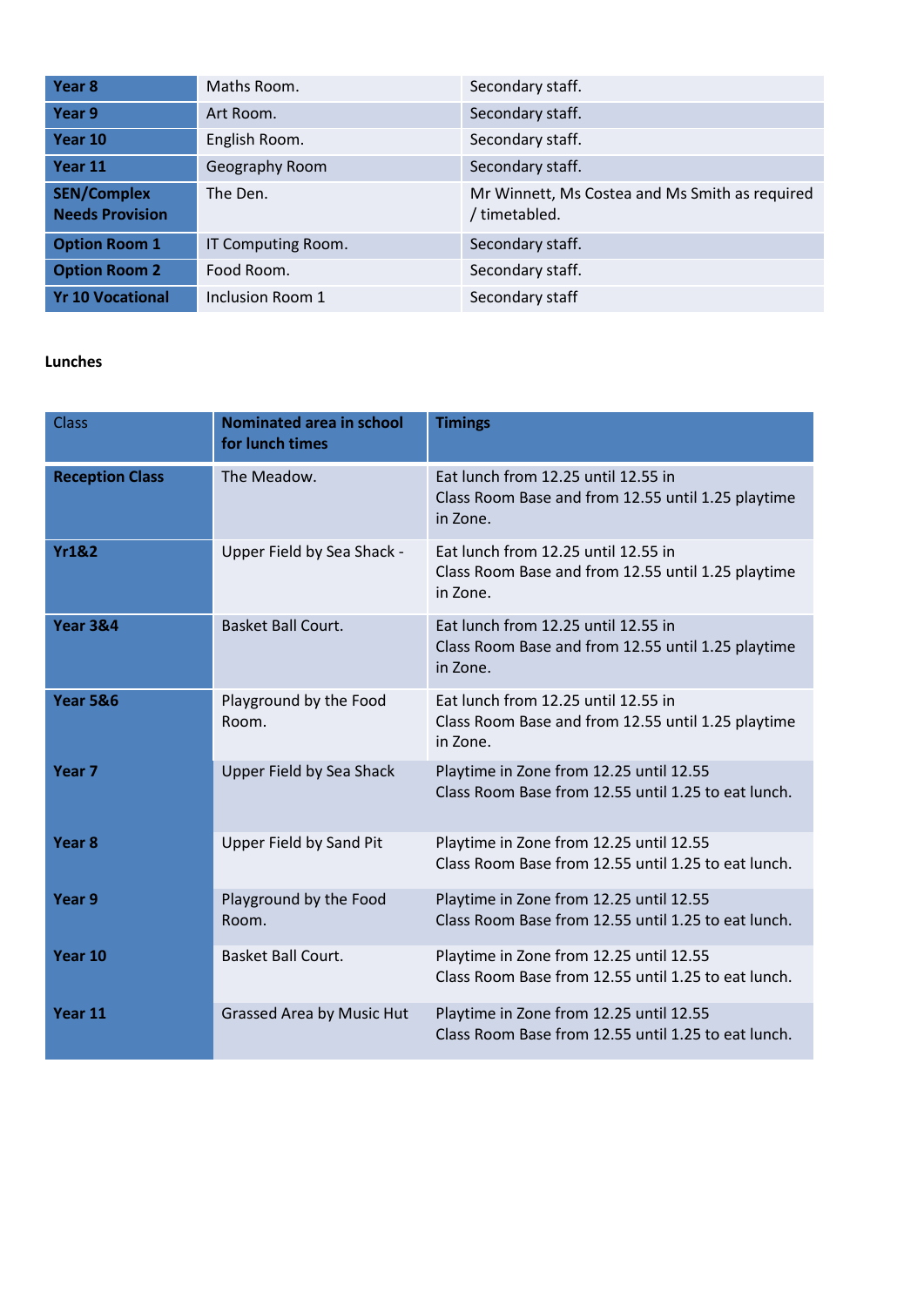| Year 8 | Maths Room. | Secondary staff. |
|---|---|---|
| Year 9 | Art Room. | Secondary staff. |
| Year 10 | English Room. | Secondary staff. |
| Year 11 | Geography Room | Secondary staff. |
| SEN/Complex Needs Provision | The Den. | Mr Winnett, Ms Costea and Ms Smith as required / timetabled. |
| Option Room 1 | IT Computing Room. | Secondary staff. |
| Option Room 2 | Food Room. | Secondary staff. |
| Yr 10 Vocational | Inclusion Room 1 | Secondary staff |

**Lunches**

| Class | **Nominated area in school for lunch times** | **Timings** |
|---|---|---|
| **Reception Class** | The Meadow. | Eat lunch from 12.25 until 12.55 in Class Room Base and from 12.55 until 1.25 playtime in Zone. |
| **Yr1&2** | Upper Field by Sea Shack - | Eat lunch from 12.25 until 12.55 in Class Room Base and from 12.55 until 1.25 playtime in Zone. |
| **Year 3&4** | Basket Ball Court. | Eat lunch from 12.25 until 12.55 in Class Room Base and from 12.55 until 1.25 playtime in Zone. |
| **Year 5&6** | Playground by the Food Room. | Eat lunch from 12.25 until 12.55 in Class Room Base and from 12.55 until 1.25 playtime in Zone. |
| **Year 7** | Upper Field by Sea Shack | Playtime in Zone from 12.25 until 12.55 Class Room Base from 12.55 until 1.25 to eat lunch. |
| **Year 8** | Upper Field by Sand Pit | Playtime in Zone from 12.25 until 12.55 Class Room Base from 12.55 until 1.25 to eat lunch. |
| **Year 9** | Playground by the Food Room. | Playtime in Zone from 12.25 until 12.55 Class Room Base from 12.55 until 1.25 to eat lunch. |
| **Year 10** | Basket Ball Court. | Playtime in Zone from 12.25 until 12.55 Class Room Base from 12.55 until 1.25 to eat lunch. |
| **Year 11** | Grassed Area by Music Hut | Playtime in Zone from 12.25 until 12.55 Class Room Base from 12.55 until 1.25 to eat lunch. |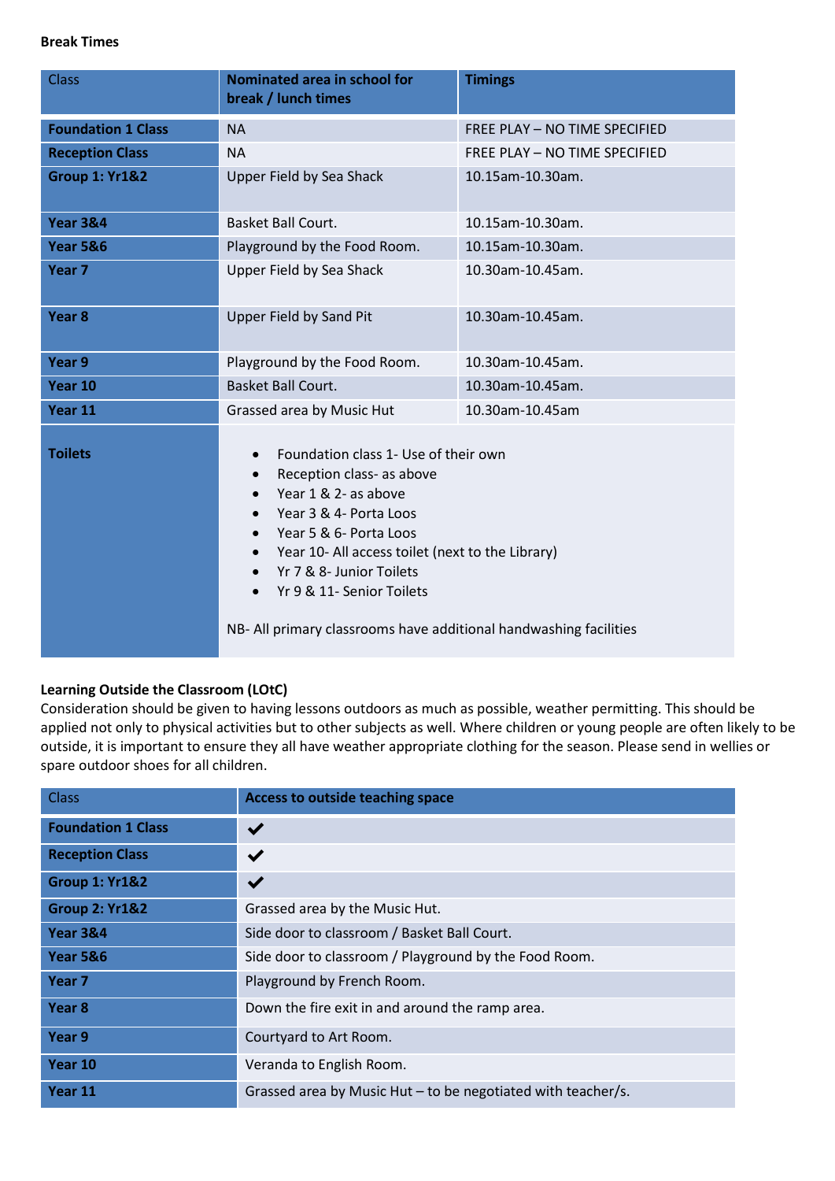**Break Times**

| Class | Nominated area in school for break / lunch times | Timings |
|---|---|---|
| **Foundation 1 Class** | NA | FREE PLAY – NO TIME SPECIFIED |
| **Reception Class** | NA | FREE PLAY – NO TIME SPECIFIED |
| **Group 1: Yr1&2** | Upper Field by Sea Shack | 10.15am-10.30am. |
| **Year 3&4** | Basket Ball Court. | 10.15am-10.30am. |
| **Year 5&6** | Playground by the Food Room. | 10.15am-10.30am. |
| **Year 7** | Upper Field by Sea Shack | 10.30am-10.45am. |
| **Year 8** | Upper Field by Sand Pit | 10.30am-10.45am. |
| **Year 9** | Playground by the Food Room. | 10.30am-10.45am. |
| **Year 10** | Basket Ball Court. | 10.30am-10.45am. |
| **Year 11** | Grassed area by Music Hut | 10.30am-10.45am |
| **Toilets** | • Foundation class 1- Use of their own<br>• Reception class- as above<br>• Year 1 & 2- as above<br>• Year 3 & 4- Porta Loos<br>• Year 5 & 6- Porta Loos<br>• Year 10- All access toilet (next to the Library)<br>• Yr 7 & 8- Junior Toilets<br>• Yr 9 & 11- Senior Toilets<br><br>NB- All primary classrooms have additional handwashing facilities | |

**Learning Outside the Classroom (LOtC)**

Consideration should be given to having lessons outdoors as much as possible, weather permitting. This should be applied not only to physical activities but to other subjects as well. Where children or young people are often likely to be outside, it is important to ensure they all have weather appropriate clothing for the season. Please send in wellies or spare outdoor shoes for all children.

| Class | Access to outside teaching space |
|---|---|
| **Foundation 1 Class** | ✔ |
| **Reception Class** | ✔ |
| **Group 1: Yr1&2** | ✔ |
| **Group 2: Yr1&2** | Grassed area by the Music Hut. |
| **Year 3&4** | Side door to classroom / Basket Ball Court. |
| **Year 5&6** | Side door to classroom / Playground by the Food Room. |
| **Year 7** | Playground by French Room. |
| **Year 8** | Down the fire exit in and around the ramp area. |
| **Year 9** | Courtyard to Art Room. |
| **Year 10** | Veranda to English Room. |
| **Year 11** | Grassed area by Music Hut – to be negotiated with teacher/s. |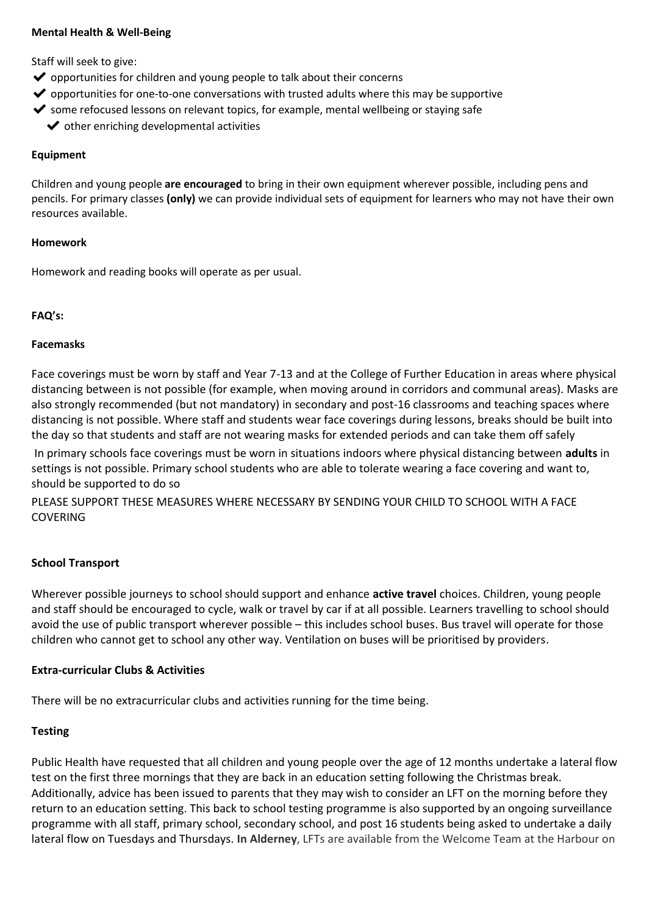**Mental Health & Well-Being**

Staff will seek to give:

- ✔ opportunities for children and young people to talk about their concerns
- ✔ opportunities for one-to-one conversations with trusted adults where this may be supportive
- ✔ some refocused lessons on relevant topics, for example, mental wellbeing or staying safe
- ✔ other enriching developmental activities

**Equipment**

Children and young people **are encouraged** to bring in their own equipment wherever possible, including pens and pencils. For primary classes **(only)** we can provide individual sets of equipment for learners who may not have their own resources available.

**Homework**

Homework and reading books will operate as per usual.

**FAQ's:**

**Facemasks**

Face coverings must be worn by staff and Year 7-13 and at the College of Further Education in areas where physical distancing between is not possible (for example, when moving around in corridors and communal areas). Masks are also strongly recommended (but not mandatory) in secondary and post-16 classrooms and teaching spaces where distancing is not possible. Where staff and students wear face coverings during lessons, breaks should be built into the day so that students and staff are not wearing masks for extended periods and can take them off safely

In primary schools face coverings must be worn in situations indoors where physical distancing between **adults** in settings is not possible. Primary school students who are able to tolerate wearing a face covering and want to, should be supported to do so

PLEASE SUPPORT THESE MEASURES WHERE NECESSARY BY SENDING YOUR CHILD TO SCHOOL WITH A FACE COVERING

**School Transport**

Wherever possible journeys to school should support and enhance **active travel** choices. Children, young people and staff should be encouraged to cycle, walk or travel by car if at all possible. Learners travelling to school should avoid the use of public transport wherever possible – this includes school buses. Bus travel will operate for those children who cannot get to school any other way. Ventilation on buses will be prioritised by providers.

**Extra-curricular Clubs & Activities**

There will be no extracurricular clubs and activities running for the time being.

**Testing**

Public Health have requested that all children and young people over the age of 12 months undertake a lateral flow test on the first three mornings that they are back in an education setting following the Christmas break. Additionally, advice has been issued to parents that they may wish to consider an LFT on the morning before they return to an education setting. This back to school testing programme is also supported by an ongoing surveillance programme with all staff, primary school, secondary school, and post 16 students being asked to undertake a daily lateral flow on Tuesdays and Thursdays. **In Alderney**, LFTs are available from the Welcome Team at the Harbour on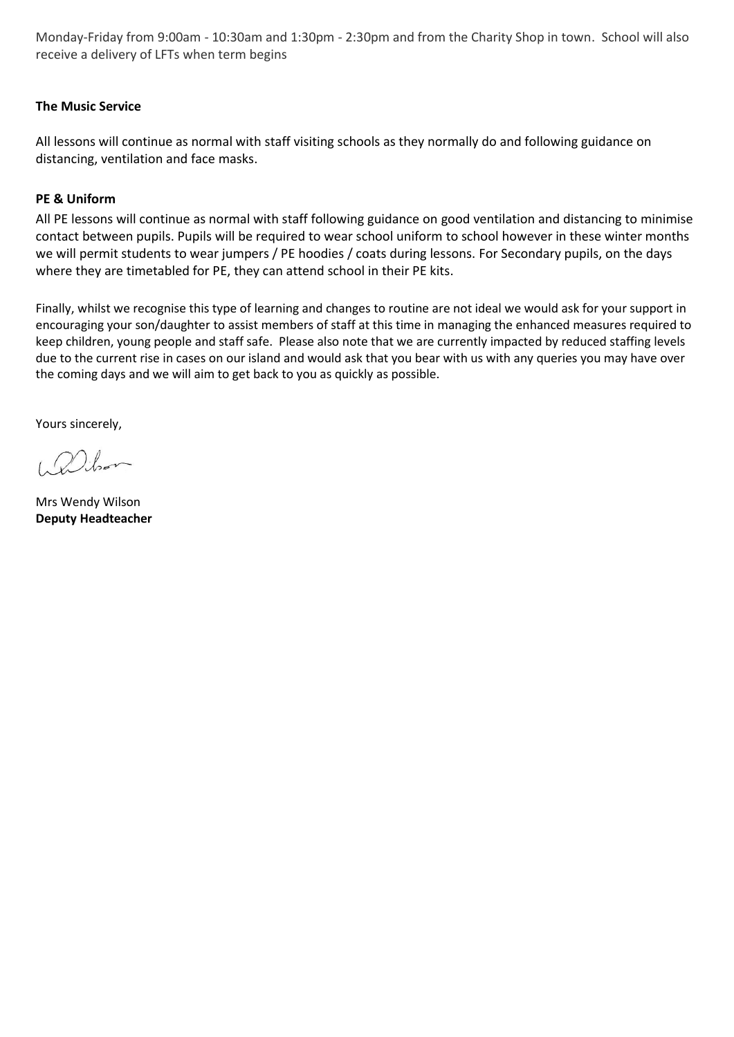Monday-Friday from 9:00am - 10:30am and 1:30pm - 2:30pm and from the Charity Shop in town. School will also receive a delivery of LFTs when term begins

**The Music Service**

All lessons will continue as normal with staff visiting schools as they normally do and following guidance on distancing, ventilation and face masks.

**PE & Uniform**

All PE lessons will continue as normal with staff following guidance on good ventilation and distancing to minimise contact between pupils. Pupils will be required to wear school uniform to school however in these winter months we will permit students to wear jumpers / PE hoodies / coats during lessons. For Secondary pupils, on the days where they are timetabled for PE, they can attend school in their PE kits.

Finally, whilst we recognise this type of learning and changes to routine are not ideal we would ask for your support in encouraging your son/daughter to assist members of staff at this time in managing the enhanced measures required to keep children, young people and staff safe. Please also note that we are currently impacted by reduced staffing levels due to the current rise in cases on our island and would ask that you bear with us with any queries you may have over the coming days and we will aim to get back to you as quickly as possible.

Yours sincerely,

Mrs Wendy Wilson
**Deputy Headteacher**